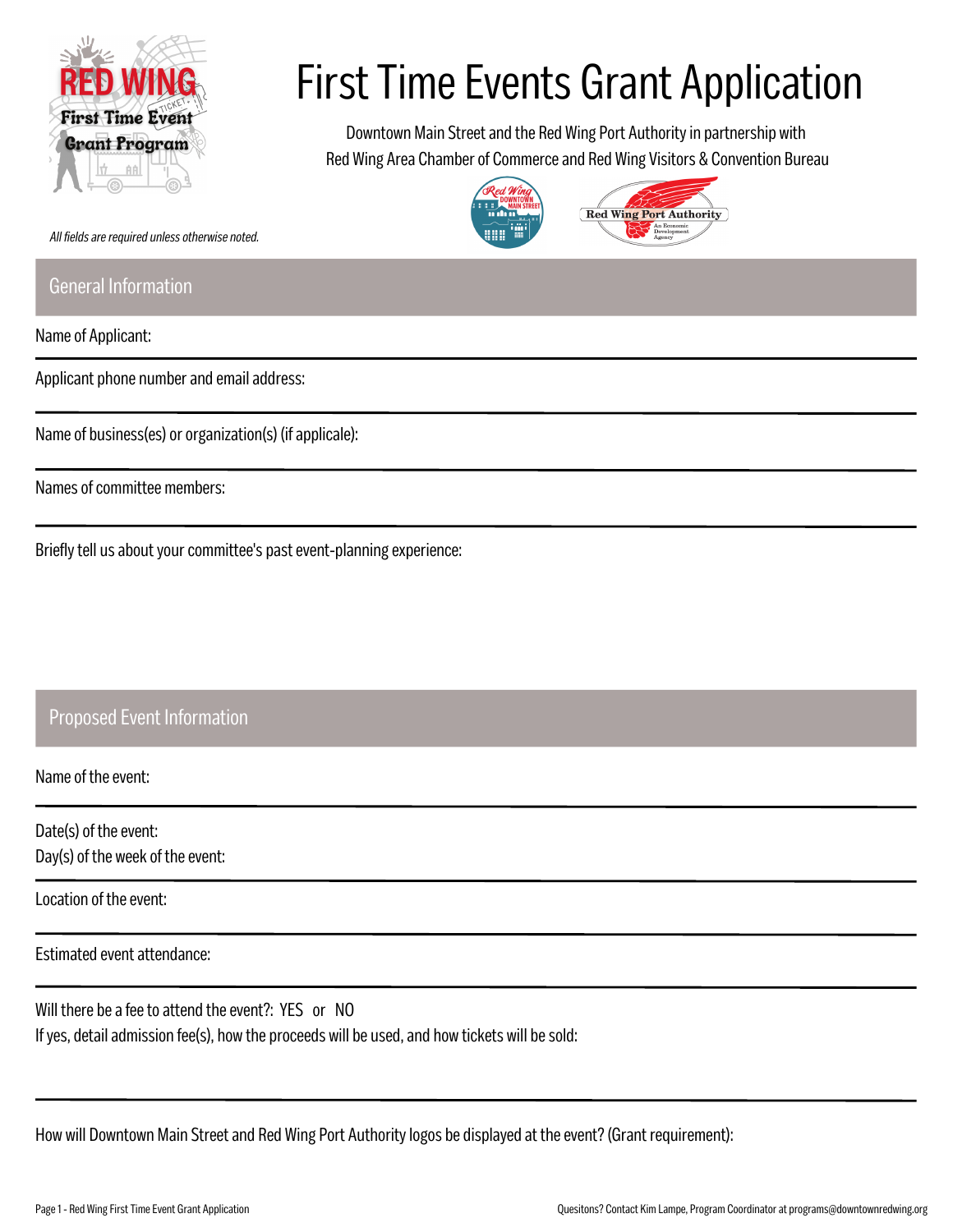# First Time Events Grant Application

Downtown Main Street and the Red Wing Port Authority in partnership with
Red Wing Area Chamber of Commerce and Red Wing Visitors & Convention Bureau

*All fields are required unless otherwise noted.*

## General Information

Name of Applicant:

Applicant phone number and email address:

Name of business(es) or organization(s) (if applicale):

Names of committee members:

Briefly tell us about your committee's past event-planning experience:

## Proposed Event Information

Name of the event:

Date(s) of the event:
Day(s) of the week of the event:

Location of the event:

Estimated event attendance:

Will there be a fee to attend the event?: YES or NO
If yes, detail admission fee(s), how the proceeds will be used, and how tickets will be sold:

How will Downtown Main Street and Red Wing Port Authority logos be displayed at the event? (Grant requirement):

Quesitons? Contact Kim Lampe, Program Coordinator at programs@downtownredwing.org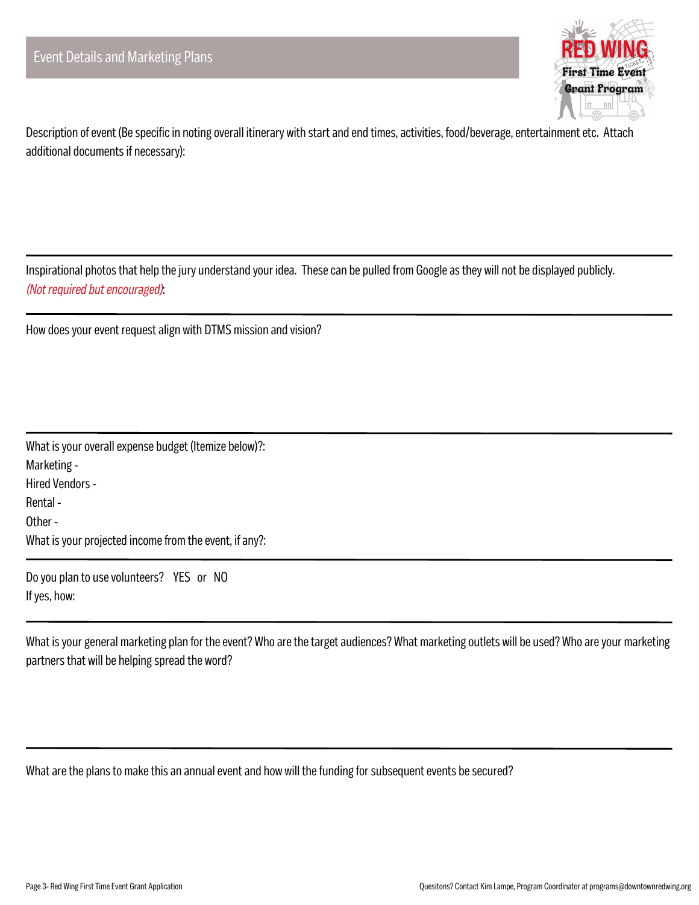## Event Details and Marketing Plans

Description of event (Be specific in noting overall itinerary with start and end times, activities, food/beverage, entertainment etc. Attach additional documents if necessary):

---

Inspirational photos that help the jury understand your idea. These can be pulled from Google as they will not be displayed publicly. *(Not required but encouraged)*:

---

How does your event request align with DTMS mission and vision?

---

What is your overall expense budget (Itemize below)?:
Marketing -
Hired Vendors -
Rental -
Other -
What is your projected income from the event, if any?:

---

Do you plan to use volunteers? YES or NO
If yes, how:

---

What is your general marketing plan for the event? Who are the target audiences? What marketing outlets will be used? Who are your marketing partners that will be helping spread the word?

---

What are the plans to make this an annual event and how will the funding for subsequent events be secured?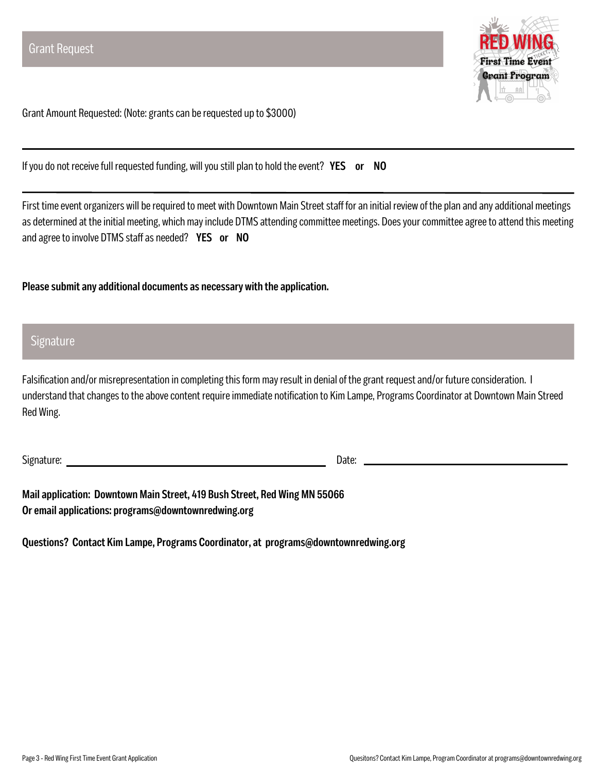## Grant Request

Grant Amount Requested: (Note: grants can be requested up to $3000)

---

If you do not receive full requested funding, will you still plan to hold the event? **YES or NO**

---

First time event organizers will be required to meet with Downtown Main Street staff for an initial review of the plan and any additional meetings as determined at the initial meeting, which may include DTMS attending committee meetings. Does your committee agree to attend this meeting and agree to involve DTMS staff as needed? **YES or NO**

**Please submit any additional documents as necessary with the application.**

## Signature

Falsification and/or misrepresentation in completing this form may result in denial of the grant request and/or future consideration. I understand that changes to the above content require immediate notification to Kim Lampe, Programs Coordinator at Downtown Main Streed Red Wing.

Signature: ______________________________ Date: ______________________________

**Mail application: Downtown Main Street, 419 Bush Street, Red Wing MN 55066**
**Or email applications: programs@downtownredwing.org**

**Questions? Contact Kim Lampe, Programs Coordinator, at programs@downtownredwing.org**